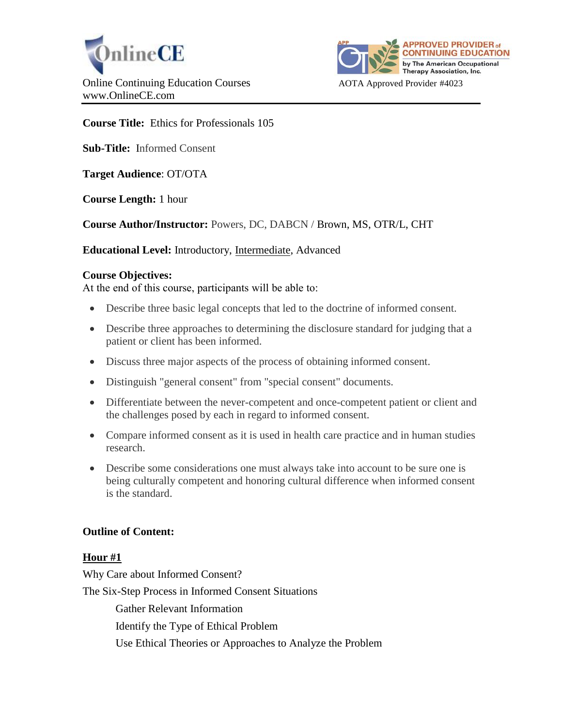OnlineCE

Online Continuing Education Courses
www.OnlineCE.com

APPROVED PROVIDER of CONTINUING EDUCATION by The American Occupational Therapy Association, Inc.

AOTA Approved Provider #4023

---

**Course Title:** Ethics for Professionals 105

**Sub-Title:** Informed Consent

**Target Audience**: OT/OTA

**Course Length:** 1 hour

**Course Author/Instructor:** Powers, DC, DABCN / Brown, MS, OTR/L, CHT

**Educational Level:** Introductory, Intermediate, Advanced

**Course Objectives:**
At the end of this course, participants will be able to:

- Describe three basic legal concepts that led to the doctrine of informed consent.
- Describe three approaches to determining the disclosure standard for judging that a patient or client has been informed.
- Discuss three major aspects of the process of obtaining informed consent.
- Distinguish "general consent" from "special consent" documents.
- Differentiate between the never-competent and once-competent patient or client and the challenges posed by each in regard to informed consent.
- Compare informed consent as it is used in health care practice and in human studies research.
- Describe some considerations one must always take into account to be sure one is being culturally competent and honoring cultural difference when informed consent is the standard.

**Outline of Content:**

**Hour #1**

Why Care about Informed Consent?

The Six-Step Process in Informed Consent Situations

- Gather Relevant Information
- Identify the Type of Ethical Problem
- Use Ethical Theories or Approaches to Analyze the Problem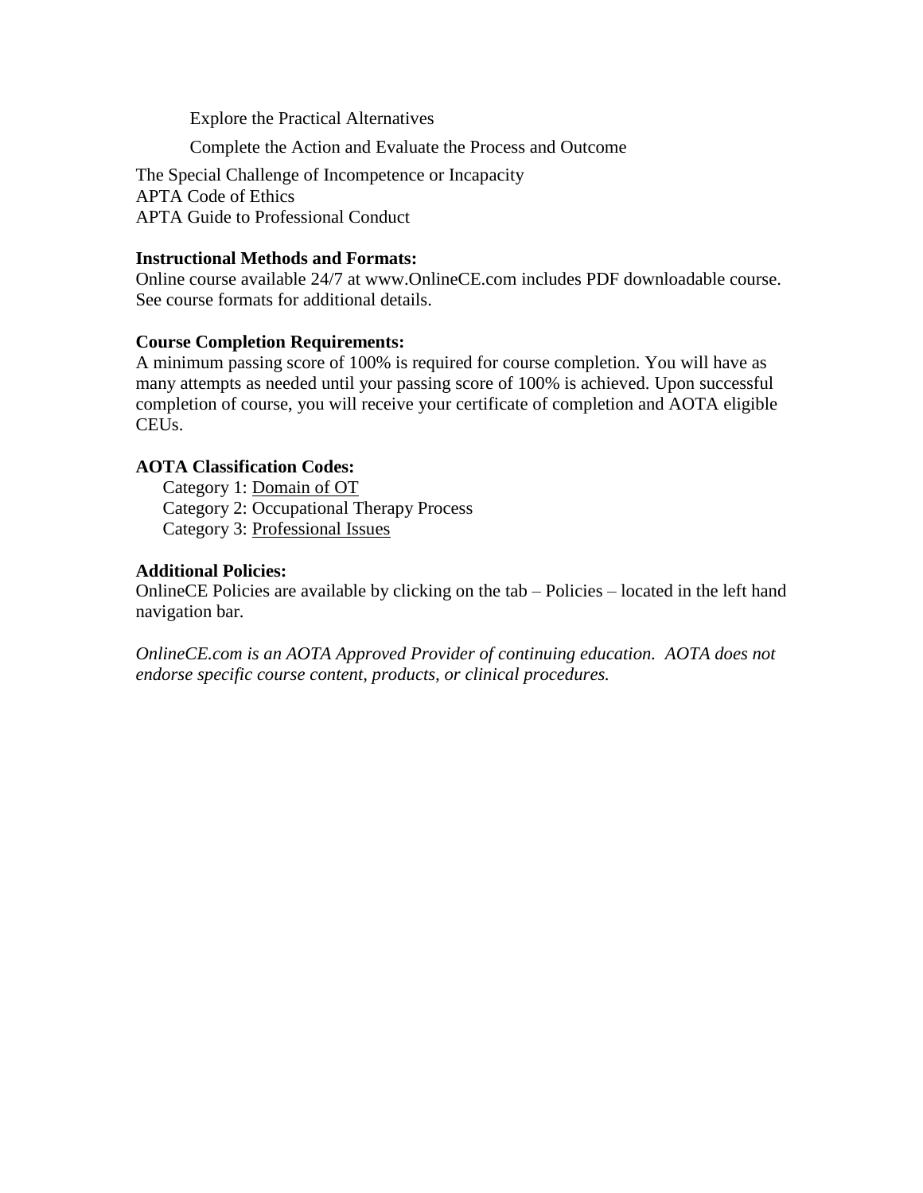Explore the Practical Alternatives

Complete the Action and Evaluate the Process and Outcome

The Special Challenge of Incompetence or Incapacity
APTA Code of Ethics
APTA Guide to Professional Conduct

**Instructional Methods and Formats:**
Online course available 24/7 at www.OnlineCE.com includes PDF downloadable course. See course formats for additional details.

**Course Completion Requirements:**
A minimum passing score of 100% is required for course completion. You will have as many attempts as needed until your passing score of 100% is achieved. Upon successful completion of course, you will receive your certificate of completion and AOTA eligible CEUs.

**AOTA Classification Codes:**
Category 1: Domain of OT
Category 2: Occupational Therapy Process
Category 3: Professional Issues

**Additional Policies:**
OnlineCE Policies are available by clicking on the tab – Policies – located in the left hand navigation bar.

*OnlineCE.com is an AOTA Approved Provider of continuing education. AOTA does not endorse specific course content, products, or clinical procedures.*